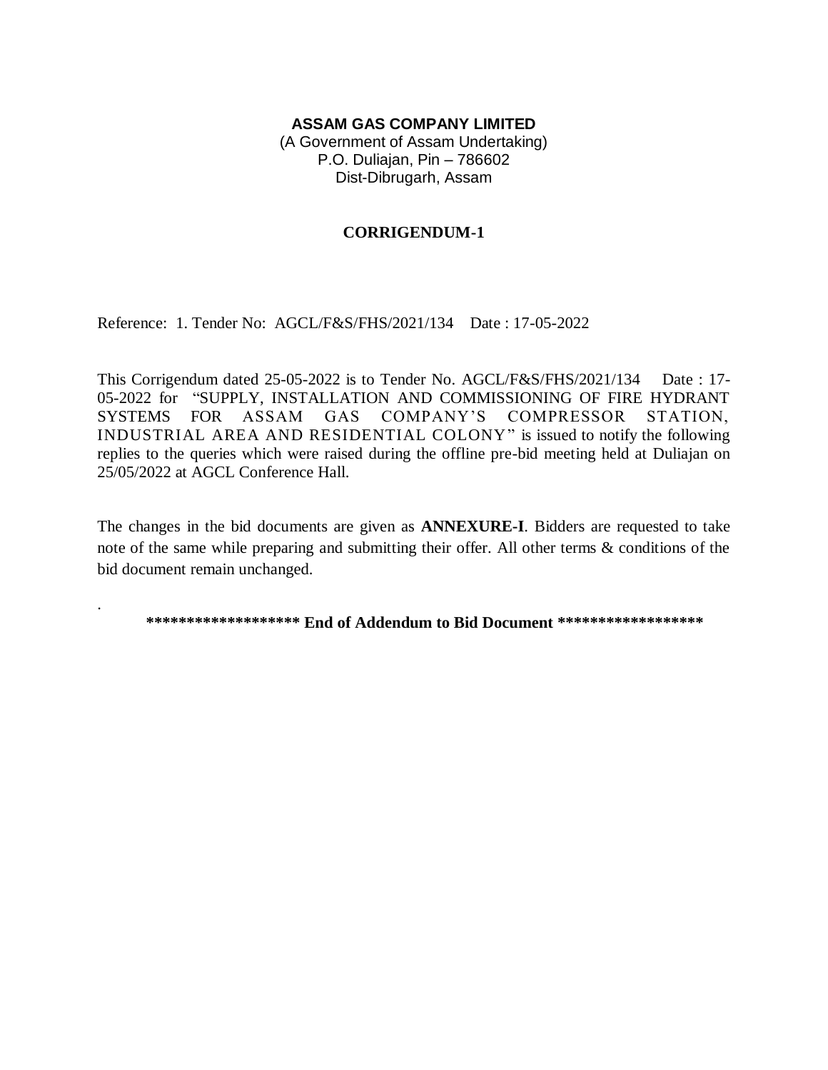**ASSAM GAS COMPANY LIMITED**
(A Government of Assam Undertaking)
P.O. Duliajan, Pin – 786602
Dist-Dibrugarh, Assam

## CORRIGENDUM-1

Reference: 1. Tender No: AGCL/F&S/FHS/2021/134 Date : 17-05-2022

This Corrigendum dated 25-05-2022 is to Tender No. AGCL/F&S/FHS/2021/134 Date : 17-05-2022 for "SUPPLY, INSTALLATION AND COMMISSIONING OF FIRE HYDRANT SYSTEMS FOR ASSAM GAS COMPANY'S COMPRESSOR STATION, INDUSTRIAL AREA AND RESIDENTIAL COLONY" is issued to notify the following replies to the queries which were raised during the offline pre-bid meeting held at Duliajan on 25/05/2022 at AGCL Conference Hall.

The changes in the bid documents are given as **ANNEXURE-I**. Bidders are requested to take note of the same while preparing and submitting their offer. All other terms & conditions of the bid document remain unchanged.

.

**\*\*\*\*\*\*\*\*\*\*\*\*\*\*\*\*\*\*\* End of Addendum to Bid Document \*\*\*\*\*\*\*\*\*\*\*\*\*\*\*\*\*\***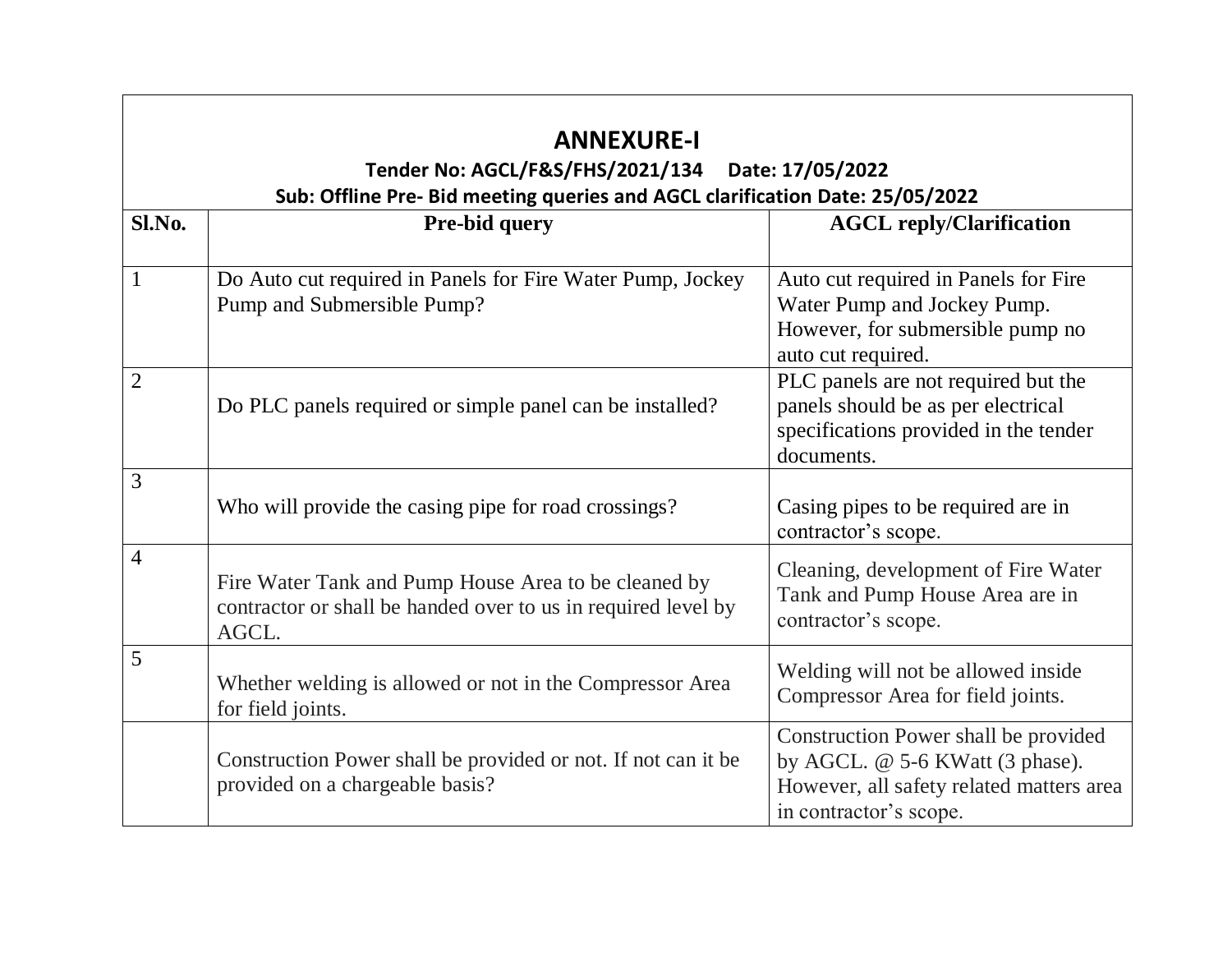# ANNEXURE-I

**Tender No: AGCL/F&S/FHS/2021/134 Date: 17/05/2022**

**Sub: Offline Pre- Bid meeting queries and AGCL clarification Date: 25/05/2022**

| Sl.No. | Pre-bid query | AGCL reply/Clarification |
|---|---|---|
| 1 | Do Auto cut required in Panels for Fire Water Pump, Jockey Pump and Submersible Pump? | Auto cut required in Panels for Fire Water Pump and Jockey Pump. However, for submersible pump no auto cut required. |
| 2 | Do PLC panels required or simple panel can be installed? | PLC panels are not required but the panels should be as per electrical specifications provided in the tender documents. |
| 3 | Who will provide the casing pipe for road crossings? | Casing pipes to be required are in contractor's scope. |
| 4 | Fire Water Tank and Pump House Area to be cleaned by contractor or shall be handed over to us in required level by AGCL. | Cleaning, development of Fire Water Tank and Pump House Area are in contractor's scope. |
| 5 | Whether welding is allowed or not in the Compressor Area for field joints. | Welding will not be allowed inside Compressor Area for field joints. |
| | Construction Power shall be provided or not. If not can it be provided on a chargeable basis? | Construction Power shall be provided by AGCL. @ 5-6 KWatt (3 phase). However, all safety related matters area in contractor's scope. |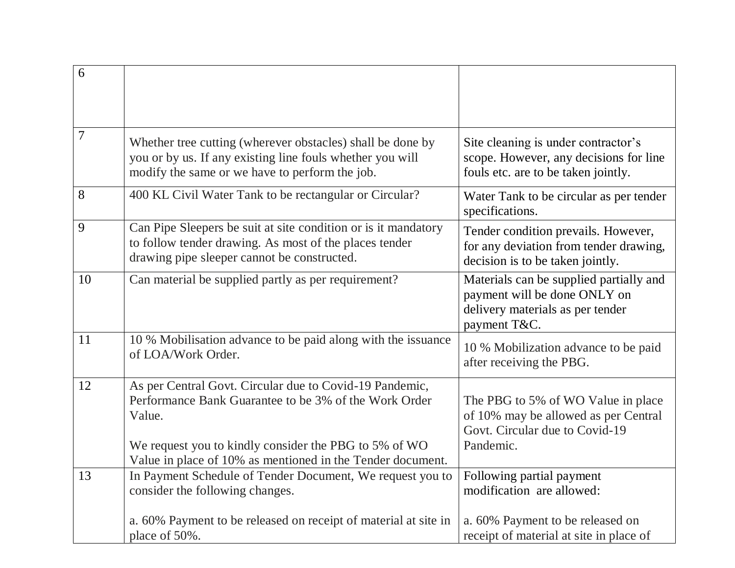| | | |
|---|---|---|
| 6 | | |
| 7 | Whether tree cutting (wherever obstacles) shall be done by you or by us. If any existing line fouls whether you will modify the same or we have to perform the job. | Site cleaning is under contractor's scope. However, any decisions for line fouls etc. are to be taken jointly. |
| 8 | 400 KL Civil Water Tank to be rectangular or Circular? | Water Tank to be circular as per tender specifications. |
| 9 | Can Pipe Sleepers be suit at site condition or is it mandatory to follow tender drawing. As most of the places tender drawing pipe sleeper cannot be constructed. | Tender condition prevails. However, for any deviation from tender drawing, decision is to be taken jointly. |
| 10 | Can material be supplied partly as per requirement? | Materials can be supplied partially and payment will be done ONLY on delivery materials as per tender payment T&C. |
| 11 | 10 % Mobilisation advance to be paid along with the issuance of LOA/Work Order. | 10 % Mobilization advance to be paid after receiving the PBG. |
| 12 | As per Central Govt. Circular due to Covid-19 Pandemic, Performance Bank Guarantee to be 3% of the Work Order Value.<br><br>We request you to kindly consider the PBG to 5% of WO Value in place of 10% as mentioned in the Tender document. | The PBG to 5% of WO Value in place of 10% may be allowed as per Central Govt. Circular due to Covid-19 Pandemic. |
| 13 | In Payment Schedule of Tender Document, We request you to consider the following changes.<br><br>a. 60% Payment to be released on receipt of material at site in place of 50%. | Following partial payment modification are allowed:<br><br>a. 60% Payment to be released on receipt of material at site in place of |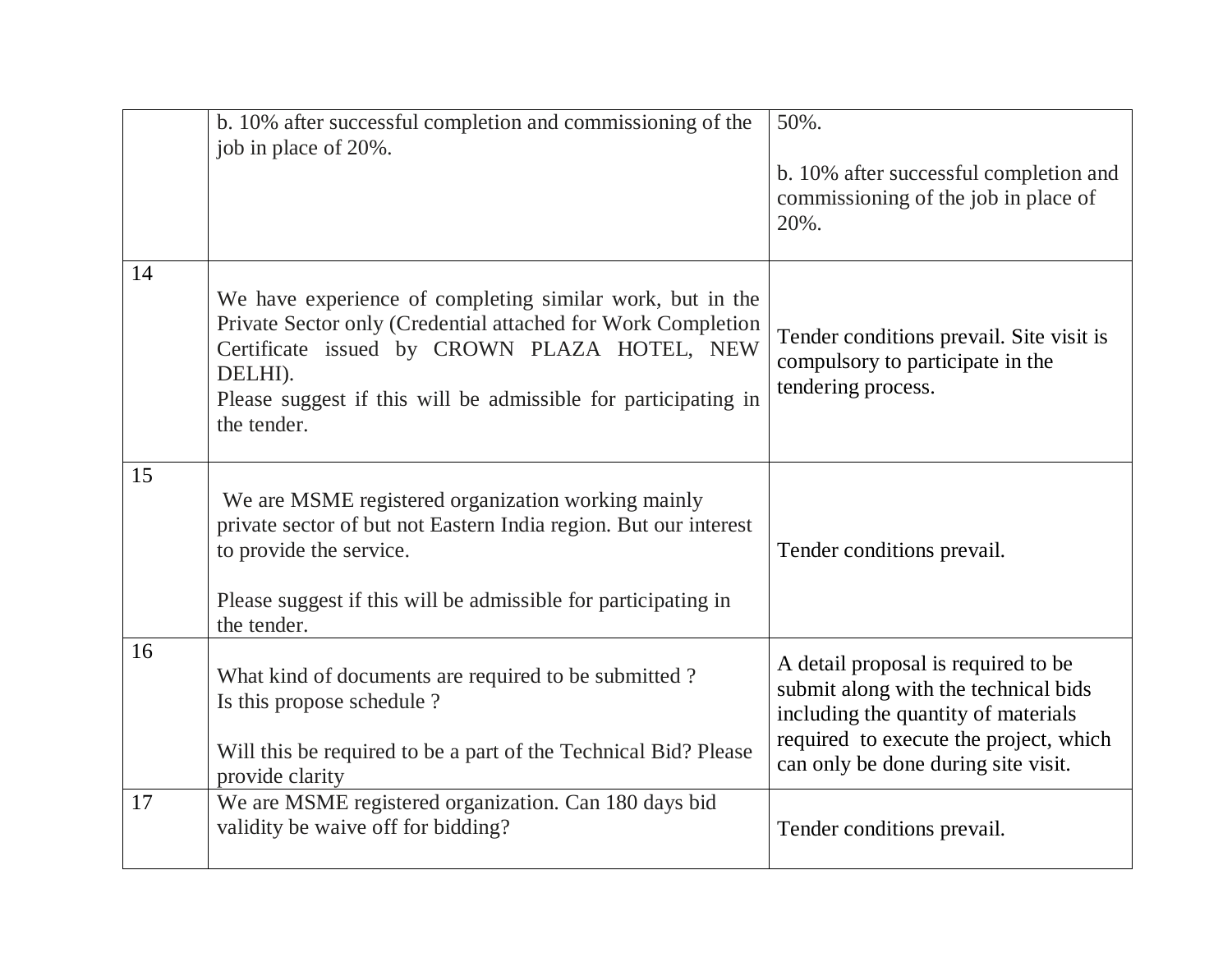| | | |
|---|---|---|
| | b. 10% after successful completion and commissioning of the job in place of 20%. | 50%.<br><br>b. 10% after successful completion and commissioning of the job in place of 20%. |
| 14 | We have experience of completing similar work, but in the Private Sector only (Credential attached for Work Completion Certificate issued by CROWN PLAZA HOTEL, NEW DELHI).<br>Please suggest if this will be admissible for participating in the tender. | Tender conditions prevail. Site visit is compulsory to participate in the tendering process. |
| 15 | We are MSME registered organization working mainly private sector of but not Eastern India region. But our interest to provide the service.<br><br>Please suggest if this will be admissible for participating in the tender. | Tender conditions prevail. |
| 16 | What kind of documents are required to be submitted ?<br>Is this propose schedule ?<br><br>Will this be required to be a part of the Technical Bid? Please provide clarity | A detail proposal is required to be submit along with the technical bids including the quantity of materials required to execute the project, which can only be done during site visit. |
| 17 | We are MSME registered organization. Can 180 days bid validity be waive off for bidding? | Tender conditions prevail. |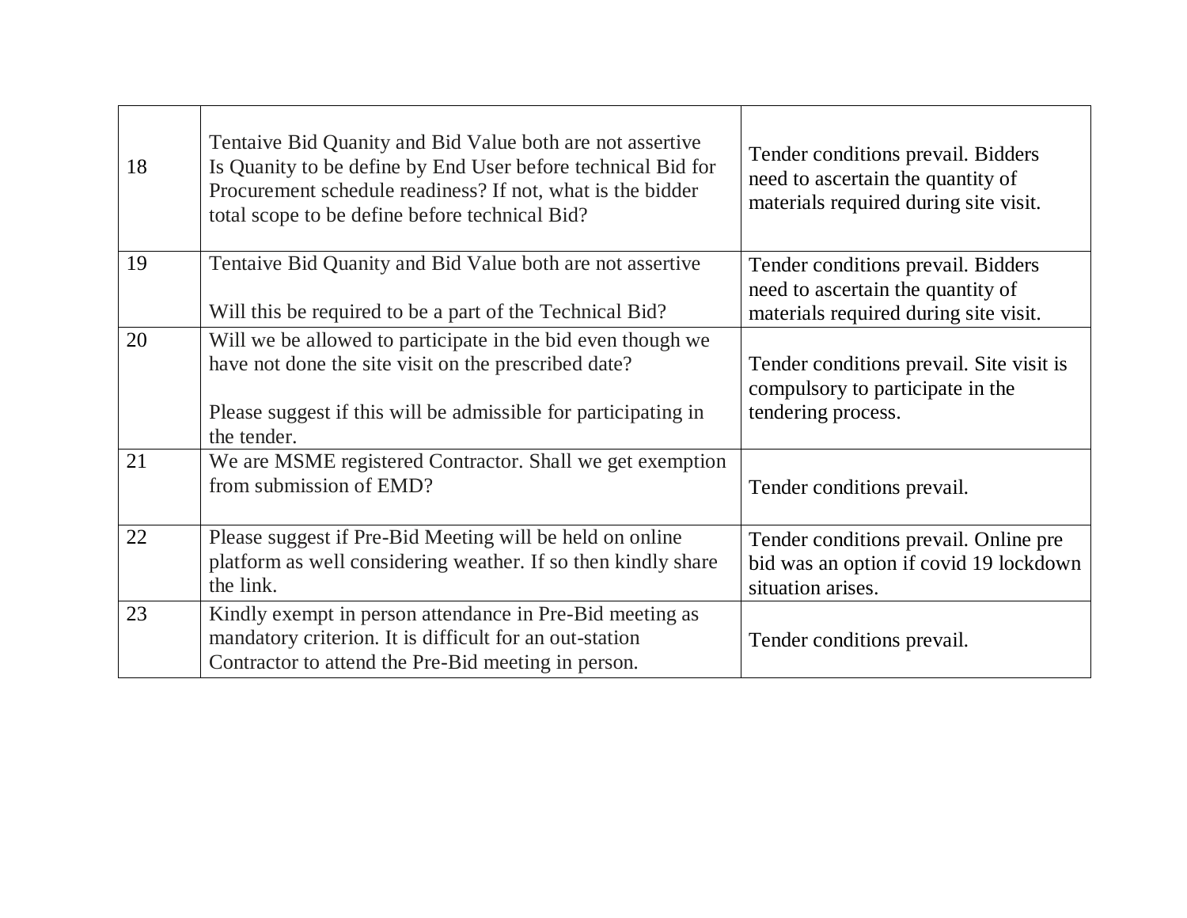| | | |
|---|---|---|
| 18 | Tentaive Bid Quanity and Bid Value both are not assertive Is Quanity to be define by End User before technical Bid for Procurement schedule readiness? If not, what is the bidder total scope to be define before technical Bid? | Tender conditions prevail. Bidders need to ascertain the quantity of materials required during site visit. |
| 19 | Tentaive Bid Quanity and Bid Value both are not assertive<br><br>Will this be required to be a part of the Technical Bid? | Tender conditions prevail. Bidders need to ascertain the quantity of materials required during site visit. |
| 20 | Will we be allowed to participate in the bid even though we have not done the site visit on the prescribed date?<br><br>Please suggest if this will be admissible for participating in the tender. | Tender conditions prevail. Site visit is compulsory to participate in the tendering process. |
| 21 | We are MSME registered Contractor. Shall we get exemption from submission of EMD? | Tender conditions prevail. |
| 22 | Please suggest if Pre-Bid Meeting will be held on online platform as well considering weather. If so then kindly share the link. | Tender conditions prevail. Online pre bid was an option if covid 19 lockdown situation arises. |
| 23 | Kindly exempt in person attendance in Pre-Bid meeting as mandatory criterion. It is difficult for an out-station Contractor to attend the Pre-Bid meeting in person. | Tender conditions prevail. |